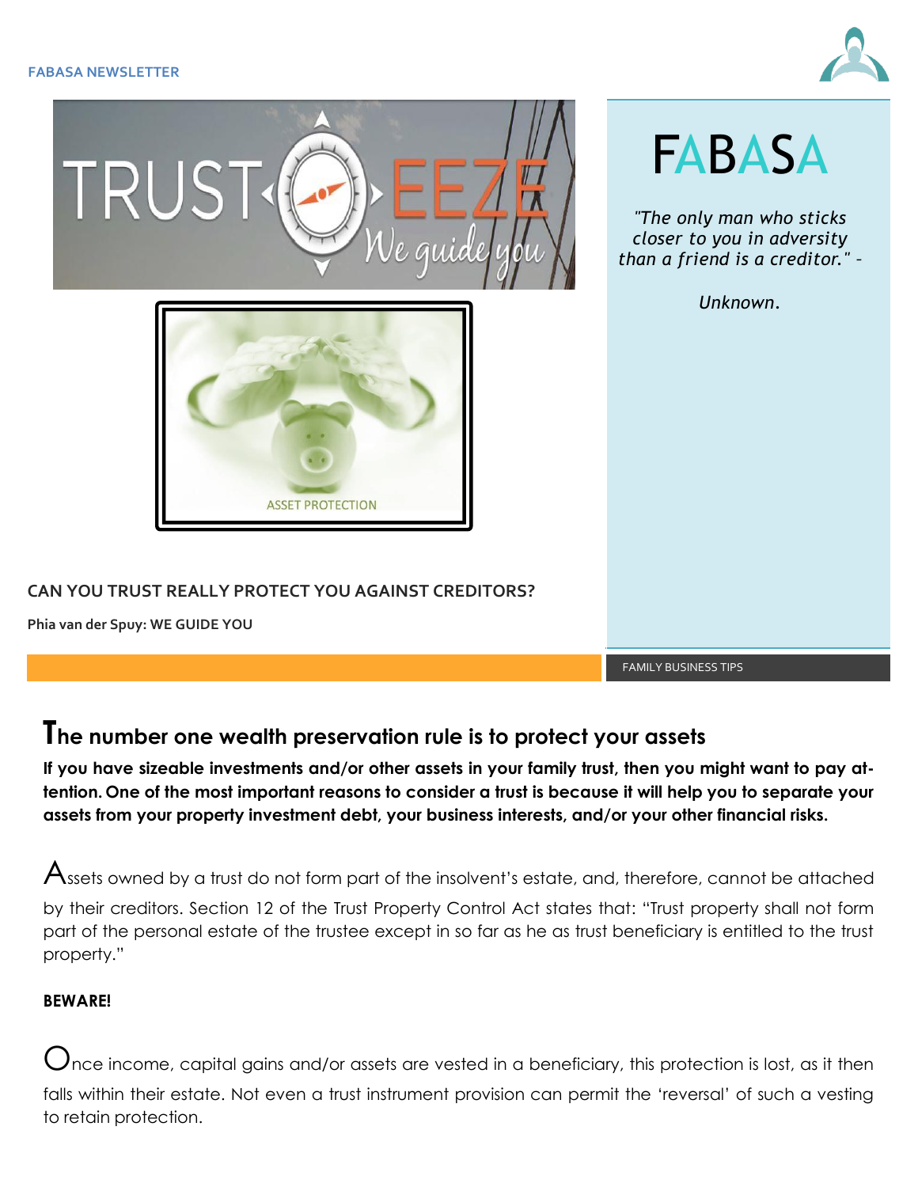FABASA NEWSLETTER

TRUST EEZE We guide you

ASSET PROTECTION

# FABASA

*"The only man who sticks closer to you in adversity than a friend is a creditor." –*

*Unknown.*

FAMILY BUSINESS TIPS

## CAN YOU TRUST REALLY PROTECT YOU AGAINST CREDITORS?

**Phia van der Spuy: WE GUIDE YOU**

## The number one wealth preservation rule is to protect your assets

**If you have sizeable investments and/or other assets in your family trust, then you might want to pay attention. One of the most important reasons to consider a trust is because it will help you to separate your assets from your property investment debt, your business interests, and/or your other financial risks.**

Assets owned by a trust do not form part of the insolvent's estate, and, therefore, cannot be attached by their creditors. Section 12 of the Trust Property Control Act states that: "Trust property shall not form part of the personal estate of the trustee except in so far as he as trust beneficiary is entitled to the trust property."

**BEWARE!**

Once income, capital gains and/or assets are vested in a beneficiary, this protection is lost, as it then falls within their estate. Not even a trust instrument provision can permit the 'reversal' of such a vesting to retain protection.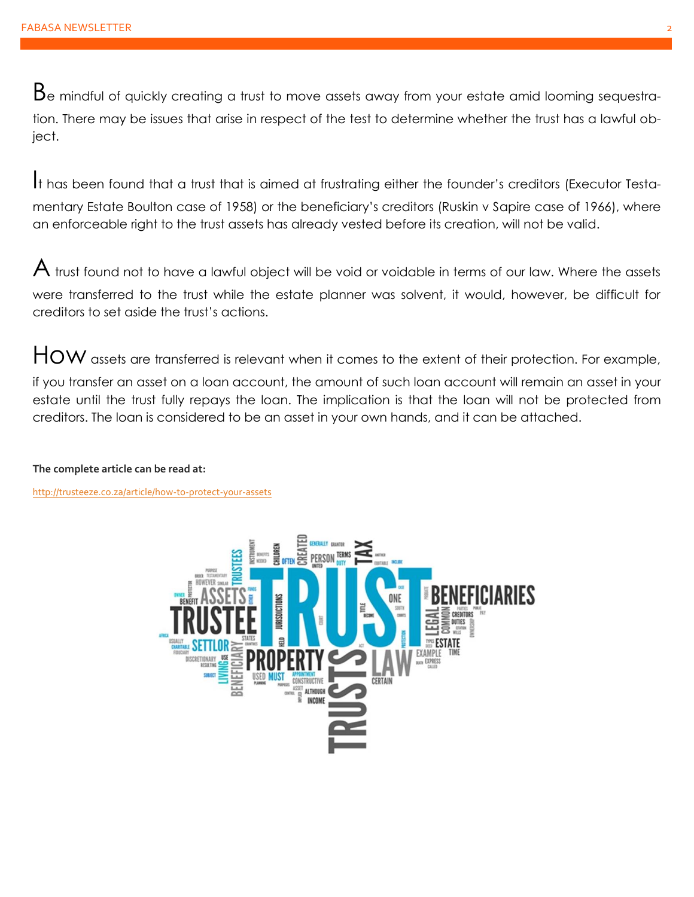Be mindful of quickly creating a trust to move assets away from your estate amid looming sequestration. There may be issues that arise in respect of the test to determine whether the trust has a lawful object.

It has been found that a trust that is aimed at frustrating either the founder's creditors (Executor Testamentary Estate Boulton case of 1958) or the beneficiary's creditors (Ruskin v Sapire case of 1966), where an enforceable right to the trust assets has already vested before its creation, will not be valid.

A trust found not to have a lawful object will be void or voidable in terms of our law. Where the assets were transferred to the trust while the estate planner was solvent, it would, however, be difficult for creditors to set aside the trust's actions.

How assets are transferred is relevant when it comes to the extent of their protection. For example, if you transfer an asset on a loan account, the amount of such loan account will remain an asset in your estate until the trust fully repays the loan. The implication is that the loan will not be protected from creditors. The loan is considered to be an asset in your own hands, and it can be attached.

**The complete article can be read at:**

http://trusteeze.co.za/article/how-to-protect-your-assets